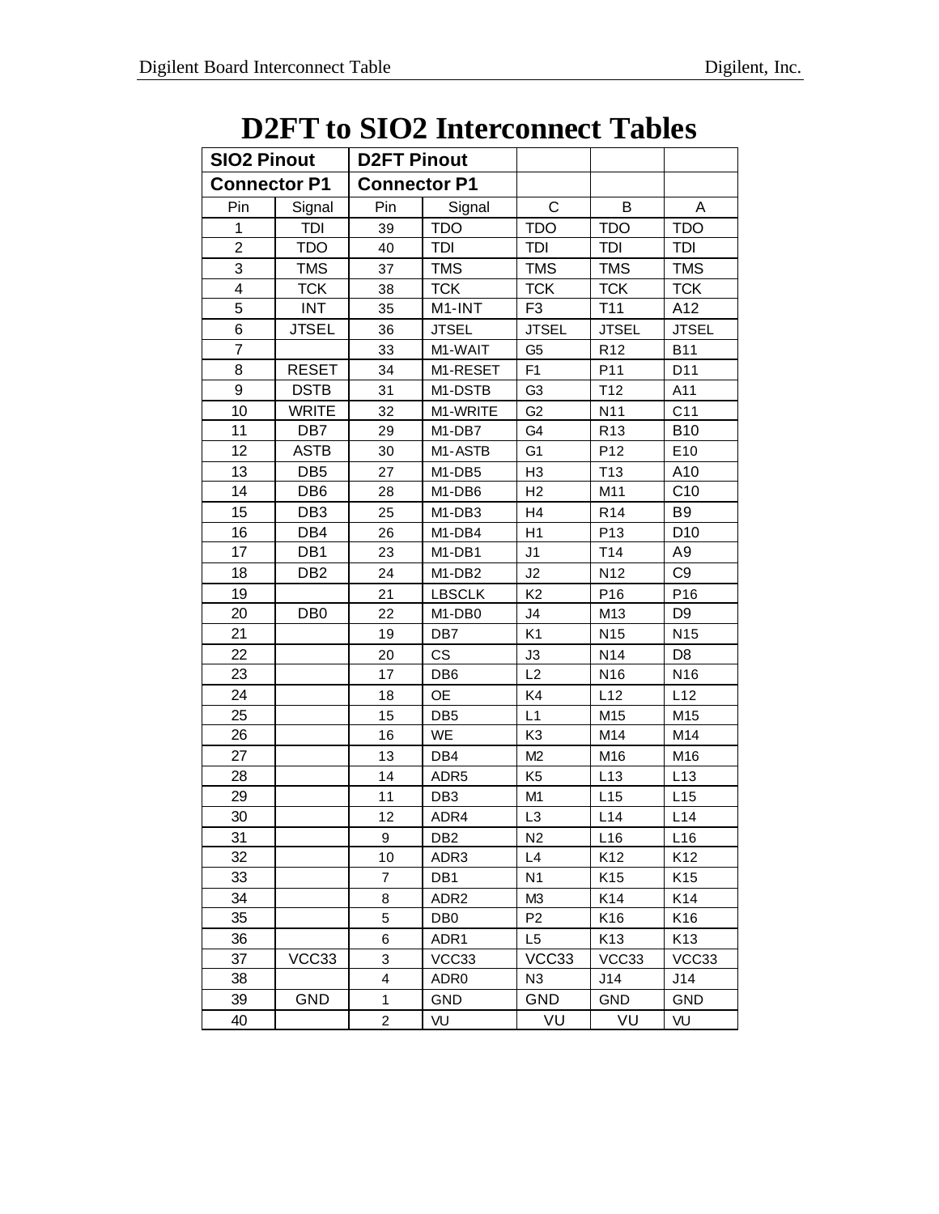# D2FT to SIO2 Interconnect Tables

| SIO2 Pinout | | D2FT Pinout | | | | |
|---|---|---|---|---|---|---|
| **Connector P1** | | **Connector P1** | | | | |
| Pin | Signal | Pin | Signal | C | B | A |
| 1 | TDI | 39 | TDO | TDO | TDO | TDO |
| 2 | TDO | 40 | TDI | TDI | TDI | TDI |
| 3 | TMS | 37 | TMS | TMS | TMS | TMS |
| 4 | TCK | 38 | TCK | TCK | TCK | TCK |
| 5 | INT | 35 | M1-INT | F3 | T11 | A12 |
| 6 | JTSEL | 36 | JTSEL | JTSEL | JTSEL | JTSEL |
| 7 | | 33 | M1-WAIT | G5 | R12 | B11 |
| 8 | RESET | 34 | M1-RESET | F1 | P11 | D11 |
| 9 | DSTB | 31 | M1-DSTB | G3 | T12 | A11 |
| 10 | WRITE | 32 | M1-WRITE | G2 | N11 | C11 |
| 11 | DB7 | 29 | M1-DB7 | G4 | R13 | B10 |
| 12 | ASTB | 30 | M1-ASTB | G1 | P12 | E10 |
| 13 | DB5 | 27 | M1-DB5 | H3 | T13 | A10 |
| 14 | DB6 | 28 | M1-DB6 | H2 | M11 | C10 |
| 15 | DB3 | 25 | M1-DB3 | H4 | R14 | B9 |
| 16 | DB4 | 26 | M1-DB4 | H1 | P13 | D10 |
| 17 | DB1 | 23 | M1-DB1 | J1 | T14 | A9 |
| 18 | DB2 | 24 | M1-DB2 | J2 | N12 | C9 |
| 19 | | 21 | LBSCLK | K2 | P16 | P16 |
| 20 | DB0 | 22 | M1-DB0 | J4 | M13 | D9 |
| 21 | | 19 | DB7 | K1 | N15 | N15 |
| 22 | | 20 | CS | J3 | N14 | D8 |
| 23 | | 17 | DB6 | L2 | N16 | N16 |
| 24 | | 18 | OE | K4 | L12 | L12 |
| 25 | | 15 | DB5 | L1 | M15 | M15 |
| 26 | | 16 | WE | K3 | M14 | M14 |
| 27 | | 13 | DB4 | M2 | M16 | M16 |
| 28 | | 14 | ADR5 | K5 | L13 | L13 |
| 29 | | 11 | DB3 | M1 | L15 | L15 |
| 30 | | 12 | ADR4 | L3 | L14 | L14 |
| 31 | | 9 | DB2 | N2 | L16 | L16 |
| 32 | | 10 | ADR3 | L4 | K12 | K12 |
| 33 | | 7 | DB1 | N1 | K15 | K15 |
| 34 | | 8 | ADR2 | M3 | K14 | K14 |
| 35 | | 5 | DB0 | P2 | K16 | K16 |
| 36 | | 6 | ADR1 | L5 | K13 | K13 |
| 37 | VCC33 | 3 | VCC33 | VCC33 | VCC33 | VCC33 |
| 38 | | 4 | ADR0 | N3 | J14 | J14 |
| 39 | GND | 1 | GND | GND | GND | GND |
| 40 | | 2 | VU | VU | VU | VU |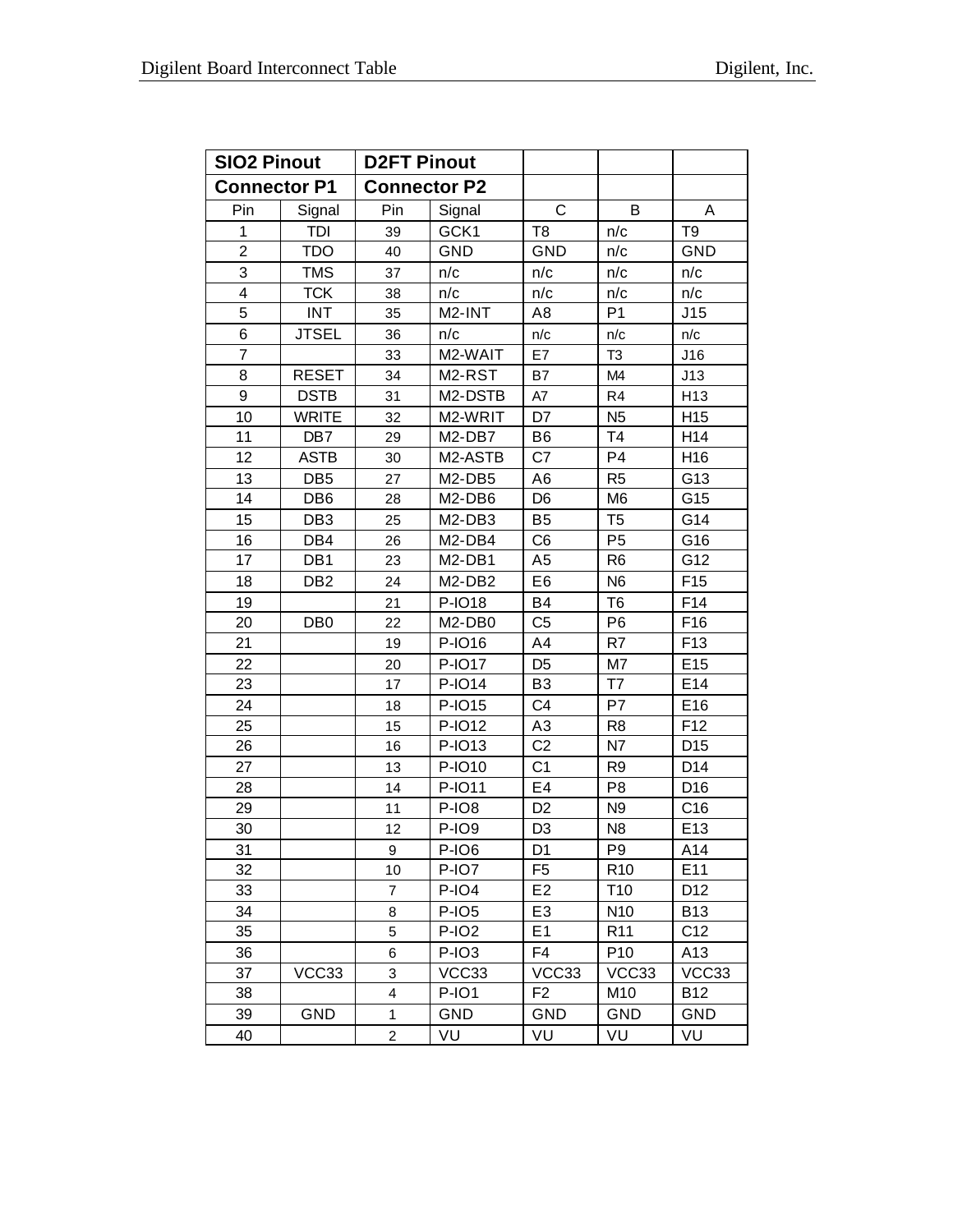| SIO2 Pinout | | D2FT Pinout | | | | |
|---|---|---|---|---|---|---|
| Connector P1 | | Connector P2 | | | | |
| Pin | Signal | Pin | Signal | C | B | A |
| 1 | TDI | 39 | GCK1 | T8 | n/c | T9 |
| 2 | TDO | 40 | GND | GND | n/c | GND |
| 3 | TMS | 37 | n/c | n/c | n/c | n/c |
| 4 | TCK | 38 | n/c | n/c | n/c | n/c |
| 5 | INT | 35 | M2-INT | A8 | P1 | J15 |
| 6 | JTSEL | 36 | n/c | n/c | n/c | n/c |
| 7 | | 33 | M2-WAIT | E7 | T3 | J16 |
| 8 | RESET | 34 | M2-RST | B7 | M4 | J13 |
| 9 | DSTB | 31 | M2-DSTB | A7 | R4 | H13 |
| 10 | WRITE | 32 | M2-WRIT | D7 | N5 | H15 |
| 11 | DB7 | 29 | M2-DB7 | B6 | T4 | H14 |
| 12 | ASTB | 30 | M2-ASTB | C7 | P4 | H16 |
| 13 | DB5 | 27 | M2-DB5 | A6 | R5 | G13 |
| 14 | DB6 | 28 | M2-DB6 | D6 | M6 | G15 |
| 15 | DB3 | 25 | M2-DB3 | B5 | T5 | G14 |
| 16 | DB4 | 26 | M2-DB4 | C6 | P5 | G16 |
| 17 | DB1 | 23 | M2-DB1 | A5 | R6 | G12 |
| 18 | DB2 | 24 | M2-DB2 | E6 | N6 | F15 |
| 19 | | 21 | P-IO18 | B4 | T6 | F14 |
| 20 | DB0 | 22 | M2-DB0 | C5 | P6 | F16 |
| 21 | | 19 | P-IO16 | A4 | R7 | F13 |
| 22 | | 20 | P-IO17 | D5 | M7 | E15 |
| 23 | | 17 | P-IO14 | B3 | T7 | E14 |
| 24 | | 18 | P-IO15 | C4 | P7 | E16 |
| 25 | | 15 | P-IO12 | A3 | R8 | F12 |
| 26 | | 16 | P-IO13 | C2 | N7 | D15 |
| 27 | | 13 | P-IO10 | C1 | R9 | D14 |
| 28 | | 14 | P-IO11 | E4 | P8 | D16 |
| 29 | | 11 | P-IO8 | D2 | N9 | C16 |
| 30 | | 12 | P-IO9 | D3 | N8 | E13 |
| 31 | | 9 | P-IO6 | D1 | P9 | A14 |
| 32 | | 10 | P-IO7 | F5 | R10 | E11 |
| 33 | | 7 | P-IO4 | E2 | T10 | D12 |
| 34 | | 8 | P-IO5 | E3 | N10 | B13 |
| 35 | | 5 | P-IO2 | E1 | R11 | C12 |
| 36 | | 6 | P-IO3 | F4 | P10 | A13 |
| 37 | VCC33 | 3 | VCC33 | VCC33 | VCC33 | VCC33 |
| 38 | | 4 | P-IO1 | F2 | M10 | B12 |
| 39 | GND | 1 | GND | GND | GND | GND |
| 40 | | 2 | VU | VU | VU | VU |